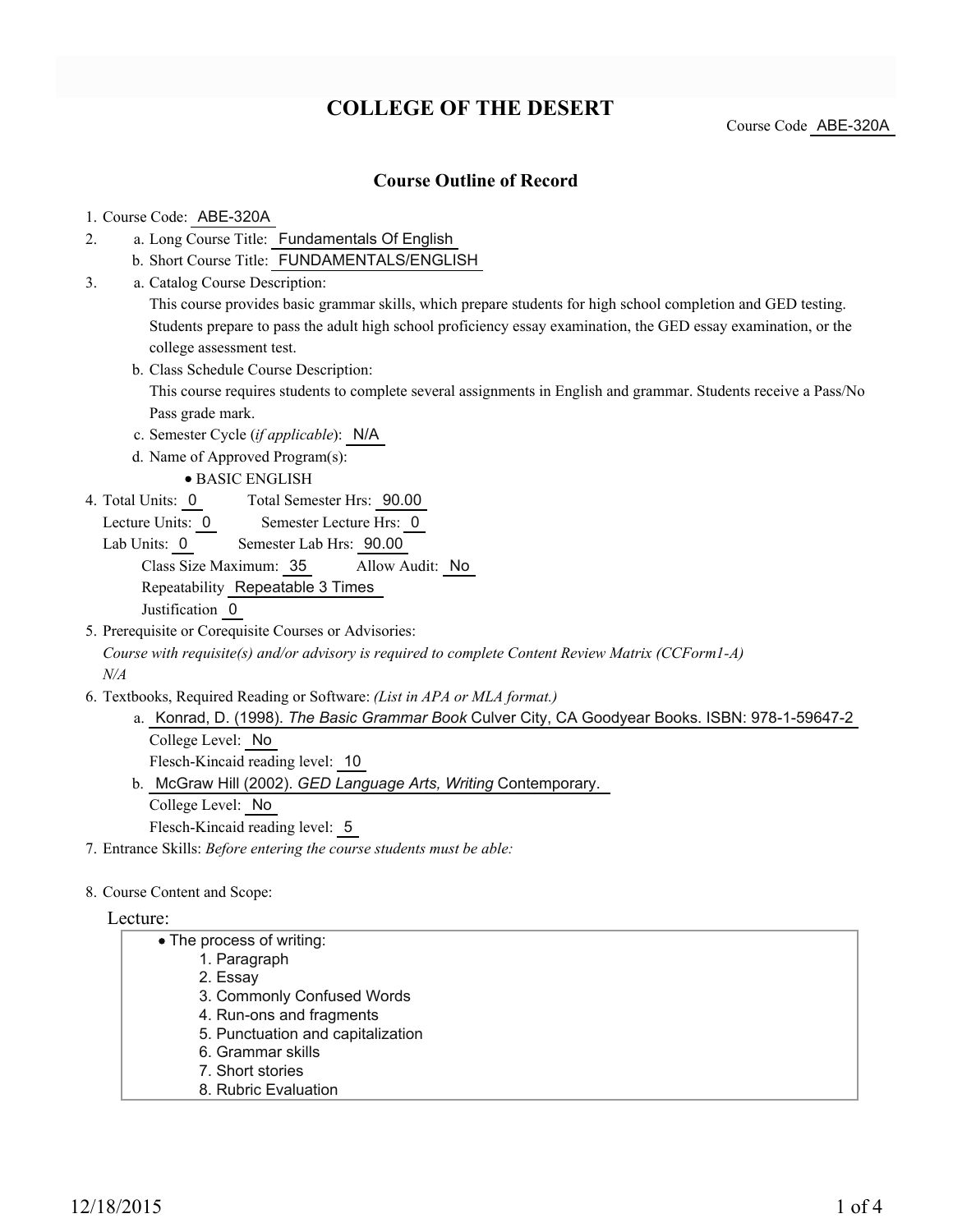# COLLEGE OF THE DESERT

Course Code ABE-320A

## Course Outline of Record

1. Course Code: ABE-320A
2. a. Long Course Title: Fundamentals Of English
   b. Short Course Title: FUNDAMENTALS/ENGLISH
3. a. Catalog Course Description:
   This course provides basic grammar skills, which prepare students for high school completion and GED testing. Students prepare to pass the adult high school proficiency essay examination, the GED essay examination, or the college assessment test.
   b. Class Schedule Course Description:
   This course requires students to complete several assignments in English and grammar. Students receive a Pass/No Pass grade mark.
   c. Semester Cycle (*if applicable*): N/A
   d. Name of Approved Program(s):
   - BASIC ENGLISH
4. Total Units: 0 Total Semester Hrs: 90.00
   Lecture Units: 0 Semester Lecture Hrs: 0
   Lab Units: 0 Semester Lab Hrs: 90.00
   Class Size Maximum: 35 Allow Audit: No
   Repeatability Repeatable 3 Times
   Justification 0
5. Prerequisite or Corequisite Courses or Advisories:
   *Course with requisite(s) and/or advisory is required to complete Content Review Matrix (CCForm1-A)*
   *N/A*
6. Textbooks, Required Reading or Software: *(List in APA or MLA format.)*
   a. Konrad, D. (1998). *The Basic Grammar Book* Culver City, CA Goodyear Books. ISBN: 978-1-59647-2
   College Level: No
   Flesch-Kincaid reading level: 10
   b. McGraw Hill (2002). *GED Language Arts, Writing* Contemporary.
   College Level: No
   Flesch-Kincaid reading level: 5
7. Entrance Skills: *Before entering the course students must be able:*

8. Course Content and Scope:

Lecture:

- The process of writing:
  1. Paragraph
  2. Essay
  3. Commonly Confused Words
  4. Run-ons and fragments
  5. Punctuation and capitalization
  6. Grammar skills
  7. Short stories
  8. Rubric Evaluation

12/18/2015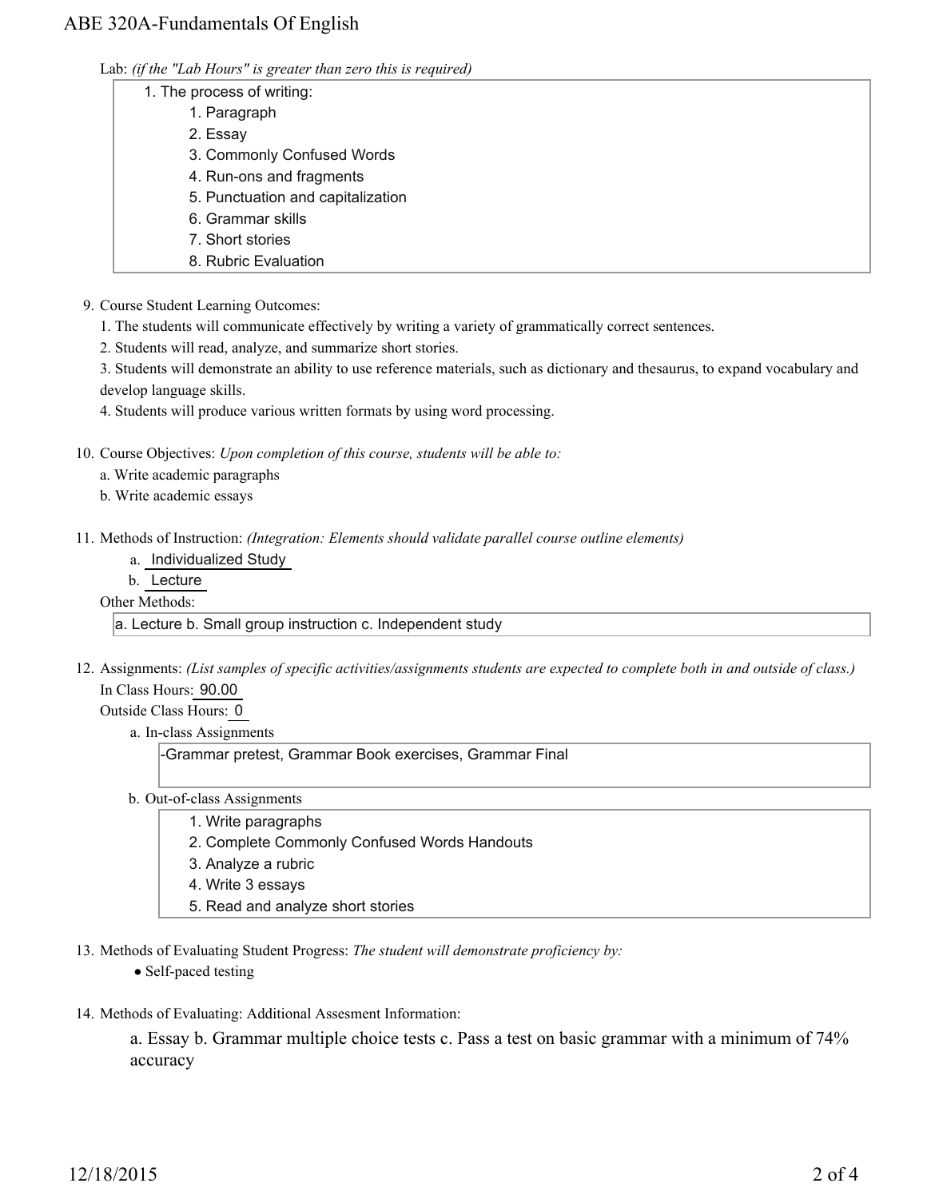Lab: *(if the "Lab Hours" is greater than zero this is required)*

1. The process of writing:
   1. Paragraph
   2. Essay
   3. Commonly Confused Words
   4. Run-ons and fragments
   5. Punctuation and capitalization
   6. Grammar skills
   7. Short stories
   8. Rubric Evaluation

9. Course Student Learning Outcomes:

   1. The students will communicate effectively by writing a variety of grammatically correct sentences.

   2. Students will read, analyze, and summarize short stories.

   3. Students will demonstrate an ability to use reference materials, such as dictionary and thesaurus, to expand vocabulary and develop language skills.

   4. Students will produce various written formats by using word processing.

10. Course Objectives: *Upon completion of this course, students will be able to:*

    a. Write academic paragraphs

    b. Write academic essays

11. Methods of Instruction: *(Integration: Elements should validate parallel course outline elements)*

    a. Individualized Study

    b. Lecture

    Other Methods:

    a. Lecture b. Small group instruction c. Independent study

12. Assignments: *(List samples of specific activities/assignments students are expected to complete both in and outside of class.)*

    In Class Hours: 90.00

    Outside Class Hours: 0

    a. In-class Assignments

    -Grammar pretest, Grammar Book exercises, Grammar Final

    b. Out-of-class Assignments

    1. Write paragraphs
    2. Complete Commonly Confused Words Handouts
    3. Analyze a rubric
    4. Write 3 essays
    5. Read and analyze short stories

13. Methods of Evaluating Student Progress: *The student will demonstrate proficiency by:*

    - Self-paced testing

14. Methods of Evaluating: Additional Assesment Information:

    a. Essay b. Grammar multiple choice tests c. Pass a test on basic grammar with a minimum of 74% accuracy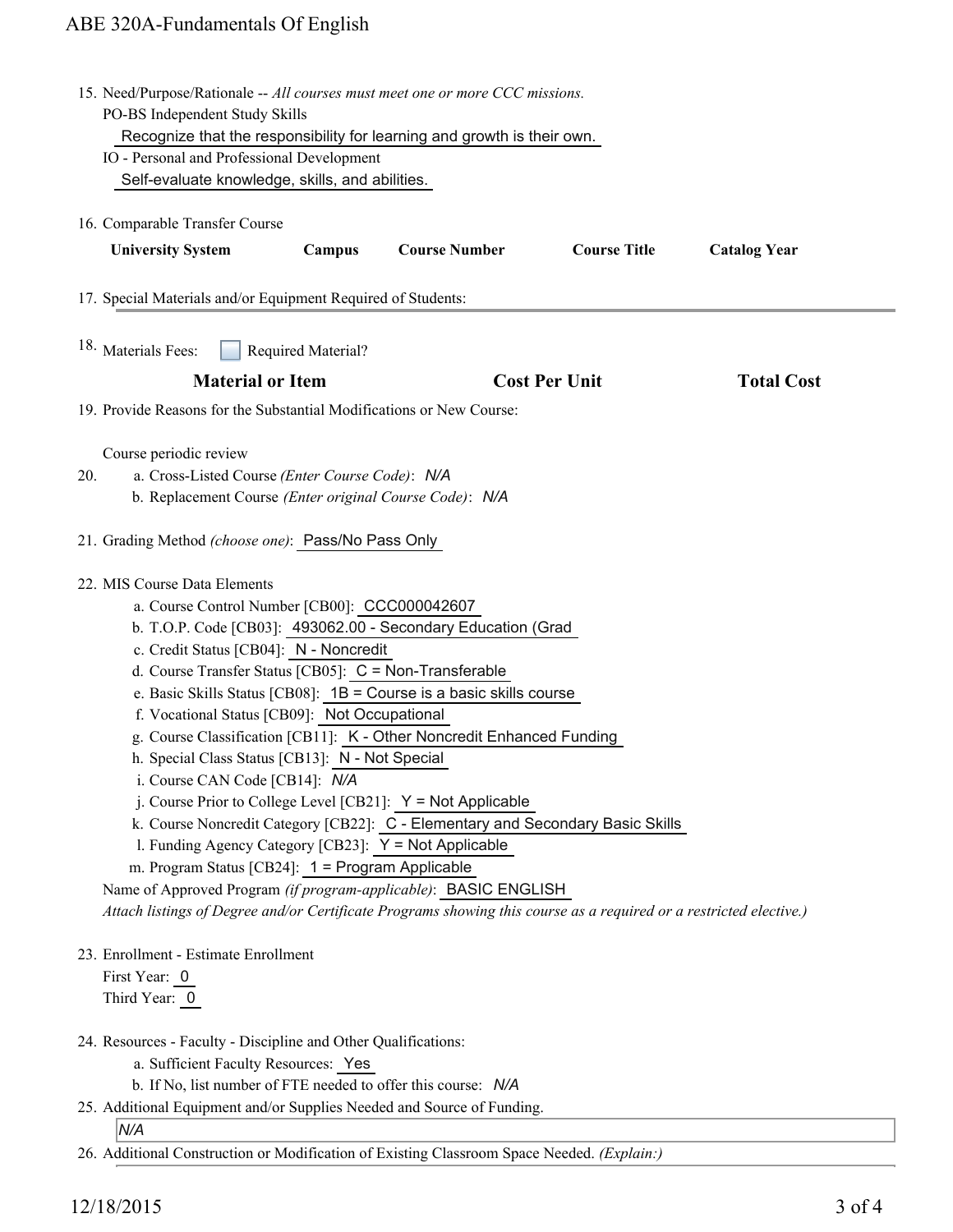15. Need/Purpose/Rationale -- *All courses must meet one or more CCC missions.*
    PO-BS Independent Study Skills
    Recognize that the responsibility for learning and growth is their own.
    IO - Personal and Professional Development
    Self-evaluate knowledge, skills, and abilities.

16. Comparable Transfer Course

| University System | Campus | Course Number | Course Title | Catalog Year |
| --- | --- | --- | --- | --- |

17. Special Materials and/or Equipment Required of Students:

18. Materials Fees: ☐ Required Material?

| Material or Item | Cost Per Unit | Total Cost |
| --- | --- | --- |

19. Provide Reasons for the Substantial Modifications or New Course:

    Course periodic review

20. a. Cross-Listed Course *(Enter Course Code)*: *N/A*
    b. Replacement Course *(Enter original Course Code)*: *N/A*

21. Grading Method *(choose one)*: Pass/No Pass Only

22. MIS Course Data Elements
    a. Course Control Number [CB00]: CCC000042607
    b. T.O.P. Code [CB03]: 493062.00 - Secondary Education (Grad
    c. Credit Status [CB04]: N - Noncredit
    d. Course Transfer Status [CB05]: C = Non-Transferable
    e. Basic Skills Status [CB08]: 1B = Course is a basic skills course
    f. Vocational Status [CB09]: Not Occupational
    g. Course Classification [CB11]: K - Other Noncredit Enhanced Funding
    h. Special Class Status [CB13]: N - Not Special
    i. Course CAN Code [CB14]: *N/A*
    j. Course Prior to College Level [CB21]: Y = Not Applicable
    k. Course Noncredit Category [CB22]: C - Elementary and Secondary Basic Skills
    l. Funding Agency Category [CB23]: Y = Not Applicable
    m. Program Status [CB24]: 1 = Program Applicable

    Name of Approved Program *(if program-applicable)*: BASIC ENGLISH
    *Attach listings of Degree and/or Certificate Programs showing this course as a required or a restricted elective.)*

23. Enrollment - Estimate Enrollment
    First Year: 0
    Third Year: 0

24. Resources - Faculty - Discipline and Other Qualifications:
    a. Sufficient Faculty Resources: Yes
    b. If No, list number of FTE needed to offer this course: *N/A*

25. Additional Equipment and/or Supplies Needed and Source of Funding.
    *N/A*

26. Additional Construction or Modification of Existing Classroom Space Needed. *(Explain:)*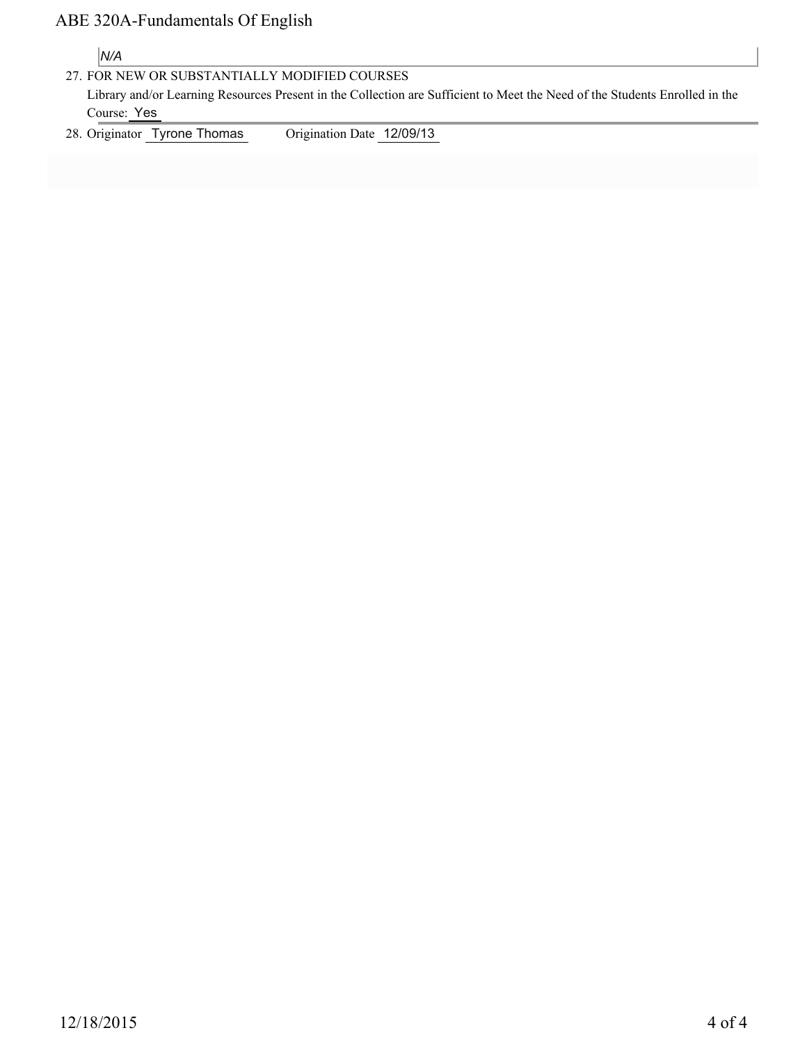N/A

27. FOR NEW OR SUBSTANTIALLY MODIFIED COURSES

    Library and/or Learning Resources Present in the Collection are Sufficient to Meet the Need of the Students Enrolled in the Course: Yes

28. Originator Tyrone Thomas    Origination Date 12/09/13